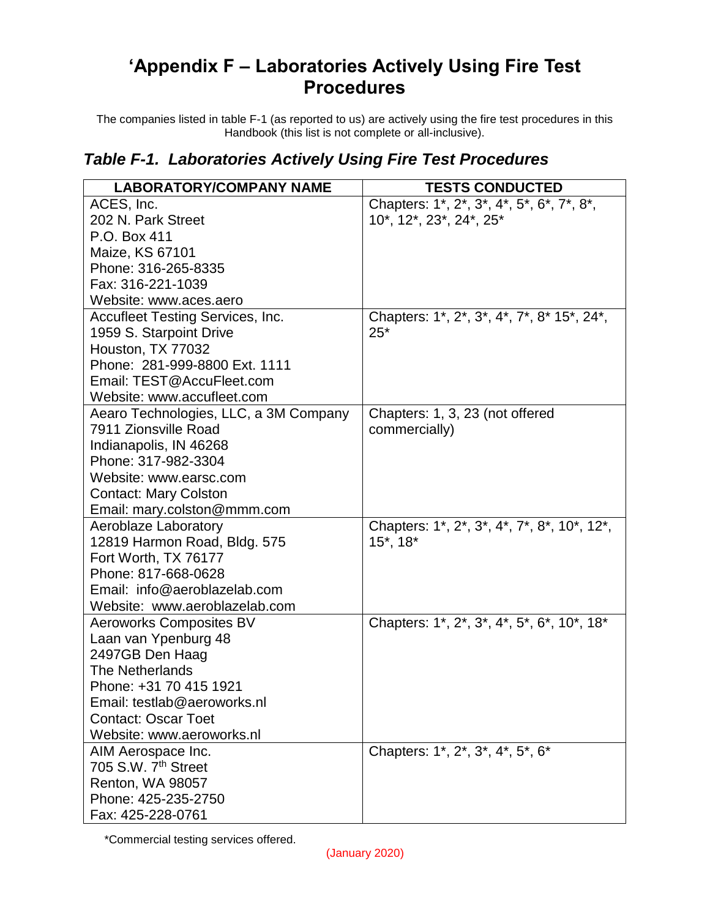# 'Appendix F – Laboratories Actively Using Fire Test Procedures

The companies listed in table F-1 (as reported to us) are actively using the fire test procedures in this Handbook (this list is not complete or all-inclusive).

## *Table F-1. Laboratories Actively Using Fire Test Procedures*

| LABORATORY/COMPANY NAME | TESTS CONDUCTED |
|---|---|
| ACES, Inc.<br>202 N. Park Street<br>P.O. Box 411<br>Maize, KS 67101<br>Phone: 316-265-8335<br>Fax: 316-221-1039<br>Website: www.aces.aero | Chapters: 1*, 2*, 3*, 4*, 5*, 6*, 7*, 8*, 10*, 12*, 23*, 24*, 25* |
| Accufleet Testing Services, Inc.<br>1959 S. Starpoint Drive<br>Houston, TX 77032<br>Phone: 281-999-8800 Ext. 1111<br>Email: TEST@AccuFleet.com<br>Website: www.accufleet.com | Chapters: 1*, 2*, 3*, 4*, 7*, 8* 15*, 24*, 25* |
| Aearo Technologies, LLC, a 3M Company<br>7911 Zionsville Road<br>Indianapolis, IN 46268<br>Phone: 317-982-3304<br>Website: www.earsc.com<br>Contact: Mary Colston<br>Email: mary.colston@mmm.com | Chapters: 1, 3, 23 (not offered commercially) |
| Aeroblaze Laboratory<br>12819 Harmon Road, Bldg. 575<br>Fort Worth, TX 76177<br>Phone: 817-668-0628<br>Email: info@aeroblazelab.com<br>Website: www.aeroblazelab.com | Chapters: 1*, 2*, 3*, 4*, 7*, 8*, 10*, 12*, 15*, 18* |
| Aeroworks Composites BV<br>Laan van Ypenburg 48<br>2497GB Den Haag<br>The Netherlands<br>Phone: +31 70 415 1921<br>Email: testlab@aeroworks.nl<br>Contact: Oscar Toet<br>Website: www.aeroworks.nl | Chapters: 1*, 2*, 3*, 4*, 5*, 6*, 10*, 18* |
| AIM Aerospace Inc.<br>705 S.W. 7th Street<br>Renton, WA 98057<br>Phone: 425-235-2750<br>Fax: 425-228-0761 | Chapters: 1*, 2*, 3*, 4*, 5*, 6* |

*Commercial testing services offered.

(January 2020)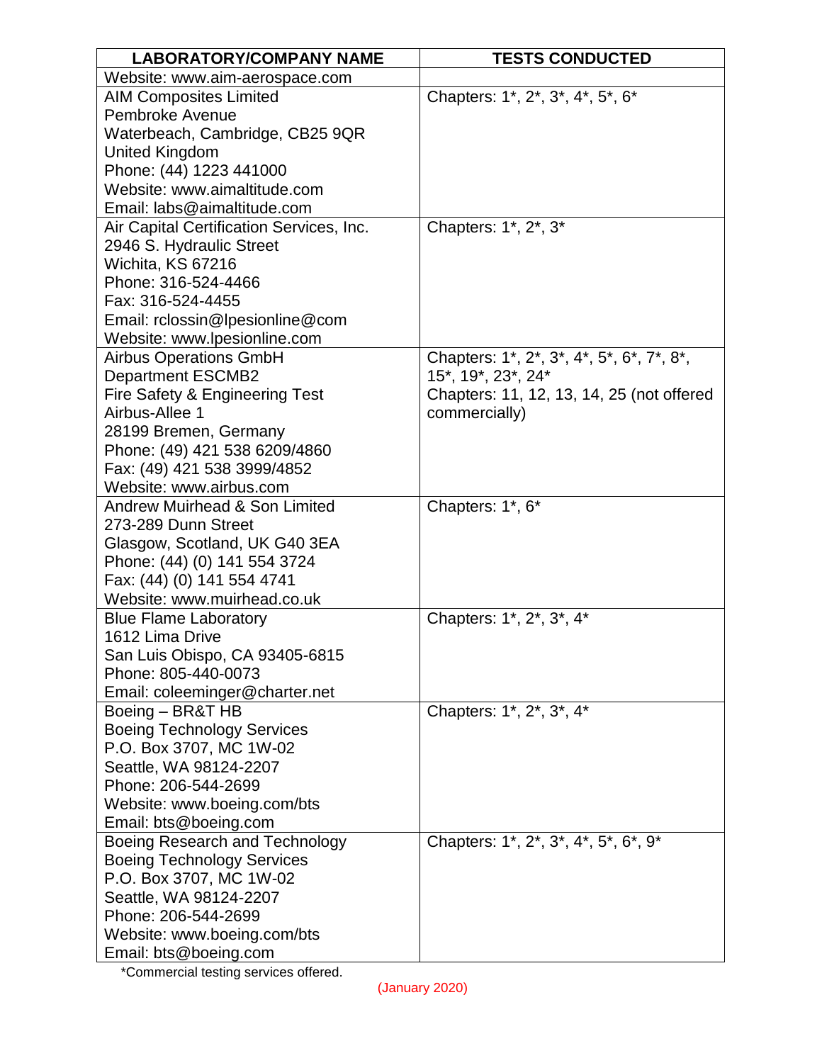| LABORATORY/COMPANY NAME | TESTS CONDUCTED |
|---|---|
| Website: www.aim-aerospace.com | |
| AIM Composites Limited<br>Pembroke Avenue<br>Waterbeach, Cambridge, CB25 9QR<br>United Kingdom<br>Phone: (44) 1223 441000<br>Website: www.aimaltitude.com<br>Email: labs@aimaltitude.com | Chapters: 1*, 2*, 3*, 4*, 5*, 6* |
| Air Capital Certification Services, Inc.<br>2946 S. Hydraulic Street<br>Wichita, KS 67216<br>Phone: 316-524-4466<br>Fax: 316-524-4455<br>Email: rclossin@lpesionline@com<br>Website: www.lpesionline.com | Chapters: 1*, 2*, 3* |
| Airbus Operations GmbH<br>Department ESCMB2<br>Fire Safety & Engineering Test<br>Airbus-Allee 1<br>28199 Bremen, Germany<br>Phone: (49) 421 538 6209/4860<br>Fax: (49) 421 538 3999/4852<br>Website: www.airbus.com | Chapters: 1*, 2*, 3*, 4*, 5*, 6*, 7*, 8*, 15*, 19*, 23*, 24*<br>Chapters: 11, 12, 13, 14, 25 (not offered commercially) |
| Andrew Muirhead & Son Limited<br>273-289 Dunn Street<br>Glasgow, Scotland, UK G40 3EA<br>Phone: (44) (0) 141 554 3724<br>Fax: (44) (0) 141 554 4741<br>Website: www.muirhead.co.uk | Chapters: 1*, 6* |
| Blue Flame Laboratory<br>1612 Lima Drive<br>San Luis Obispo, CA 93405-6815<br>Phone: 805-440-0073<br>Email: coleeminger@charter.net | Chapters: 1*, 2*, 3*, 4* |
| Boeing – BR&T HB<br>Boeing Technology Services<br>P.O. Box 3707, MC 1W-02<br>Seattle, WA 98124-2207<br>Phone: 206-544-2699<br>Website: www.boeing.com/bts<br>Email: bts@boeing.com | Chapters: 1*, 2*, 3*, 4* |
| Boeing Research and Technology<br>Boeing Technology Services<br>P.O. Box 3707, MC 1W-02<br>Seattle, WA 98124-2207<br>Phone: 206-544-2699<br>Website: www.boeing.com/bts<br>Email: bts@boeing.com | Chapters: 1*, 2*, 3*, 4*, 5*, 6*, 9* |

*Commercial testing services offered.

(January 2020)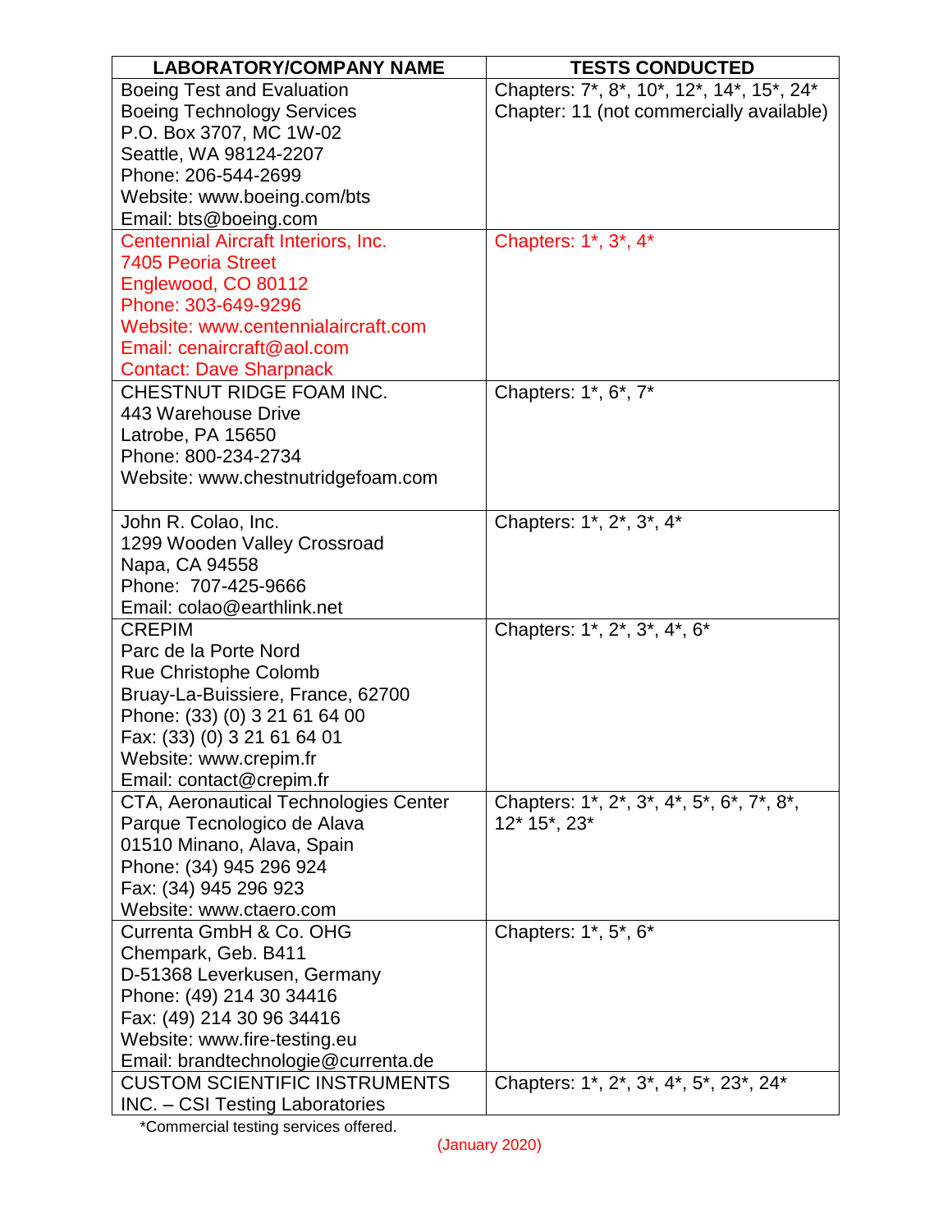| LABORATORY/COMPANY NAME | TESTS CONDUCTED |
|---|---|
| Boeing Test and Evaluation<br>Boeing Technology Services<br>P.O. Box 3707, MC 1W-02<br>Seattle, WA 98124-2207<br>Phone: 206-544-2699<br>Website: www.boeing.com/bts<br>Email: bts@boeing.com | Chapters: 7*, 8*, 10*, 12*, 14*, 15*, 24*<br>Chapter: 11 (not commercially available) |
| Centennial Aircraft Interiors, Inc.<br>7405 Peoria Street<br>Englewood, CO 80112<br>Phone: 303-649-9296<br>Website: www.centennialaircraft.com<br>Email: cenaircraft@aol.com<br>Contact: Dave Sharpnack | Chapters: 1*, 3*, 4* |
| CHESTNUT RIDGE FOAM INC.<br>443 Warehouse Drive<br>Latrobe, PA 15650<br>Phone: 800-234-2734<br>Website: www.chestnutridgefoam.com | Chapters: 1*, 6*, 7* |
| John R. Colao, Inc.<br>1299 Wooden Valley Crossroad<br>Napa, CA 94558<br>Phone: 707-425-9666<br>Email: colao@earthlink.net | Chapters: 1*, 2*, 3*, 4* |
| CREPIM<br>Parc de la Porte Nord<br>Rue Christophe Colomb<br>Bruay-La-Buissiere, France, 62700<br>Phone: (33) (0) 3 21 61 64 00<br>Fax: (33) (0) 3 21 61 64 01<br>Website: www.crepim.fr<br>Email: contact@crepim.fr | Chapters: 1*, 2*, 3*, 4*, 6* |
| CTA, Aeronautical Technologies Center<br>Parque Tecnologico de Alava<br>01510 Minano, Alava, Spain<br>Phone: (34) 945 296 924<br>Fax: (34) 945 296 923<br>Website: www.ctaero.com | Chapters: 1*, 2*, 3*, 4*, 5*, 6*, 7*, 8*, 12* 15*, 23* |
| Currenta GmbH & Co. OHG<br>Chempark, Geb. B411<br>D-51368 Leverkusen, Germany<br>Phone: (49) 214 30 34416<br>Fax: (49) 214 30 96 34416<br>Website: www.fire-testing.eu<br>Email: brandtechnologie@currenta.de | Chapters: 1*, 5*, 6* |
| CUSTOM SCIENTIFIC INSTRUMENTS INC. – CSI Testing Laboratories | Chapters: 1*, 2*, 3*, 4*, 5*, 23*, 24* |

*Commercial testing services offered.

(January 2020)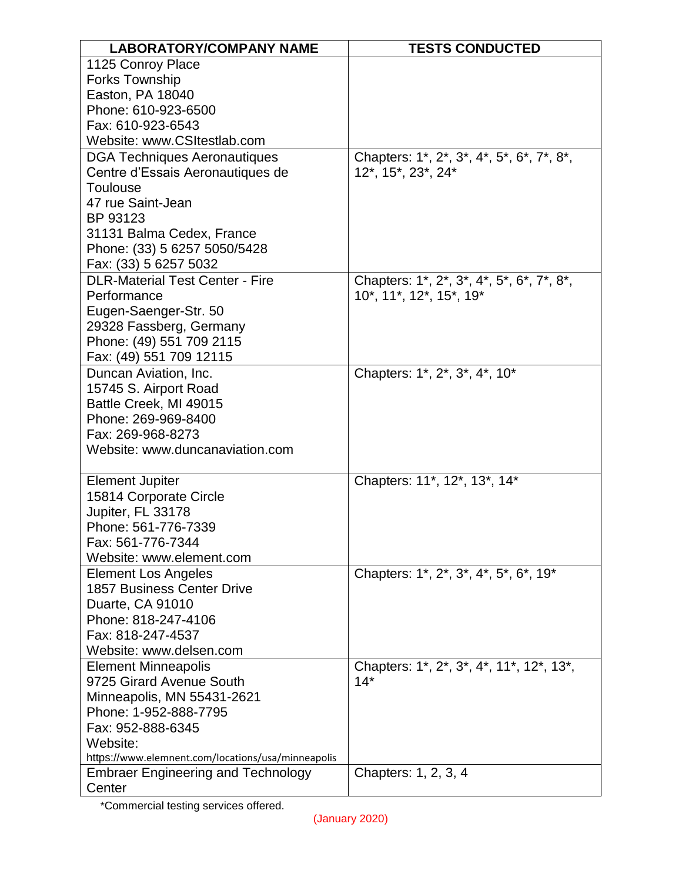| LABORATORY/COMPANY NAME | TESTS CONDUCTED |
|---|---|
| 1125 Conroy Place<br>Forks Township<br>Easton, PA 18040<br>Phone: 610-923-6500<br>Fax: 610-923-6543<br>Website: www.CSItestlab.com | |
| DGA Techniques Aeronautiques<br>Centre d'Essais Aeronautiques de Toulouse<br>47 rue Saint-Jean<br>BP 93123<br>31131 Balma Cedex, France<br>Phone: (33) 5 6257 5050/5428<br>Fax: (33) 5 6257 5032 | Chapters: 1*, 2*, 3*, 4*, 5*, 6*, 7*, 8*, 12*, 15*, 23*, 24* |
| DLR-Material Test Center - Fire Performance<br>Eugen-Saenger-Str. 50<br>29328 Fassberg, Germany<br>Phone: (49) 551 709 2115<br>Fax: (49) 551 709 12115 | Chapters: 1*, 2*, 3*, 4*, 5*, 6*, 7*, 8*, 10*, 11*, 12*, 15*, 19* |
| Duncan Aviation, Inc.<br>15745 S. Airport Road<br>Battle Creek, MI 49015<br>Phone: 269-969-8400<br>Fax: 269-968-8273<br>Website: www.duncanaviation.com | Chapters: 1*, 2*, 3*, 4*, 10* |
| Element Jupiter<br>15814 Corporate Circle<br>Jupiter, FL 33178<br>Phone: 561-776-7339<br>Fax: 561-776-7344<br>Website: www.element.com | Chapters: 11*, 12*, 13*, 14* |
| Element Los Angeles<br>1857 Business Center Drive<br>Duarte, CA 91010<br>Phone: 818-247-4106<br>Fax: 818-247-4537<br>Website: www.delsen.com | Chapters: 1*, 2*, 3*, 4*, 5*, 6*, 19* |
| Element Minneapolis<br>9725 Girard Avenue South<br>Minneapolis, MN 55431-2621<br>Phone: 1-952-888-7795<br>Fax: 952-888-6345<br>Website:<br>https://www.elemnent.com/locations/usa/minneapolis | Chapters: 1*, 2*, 3*, 4*, 11*, 12*, 13*, 14* |
| Embraer Engineering and Technology Center | Chapters: 1, 2, 3, 4 |

*Commercial testing services offered.

(January 2020)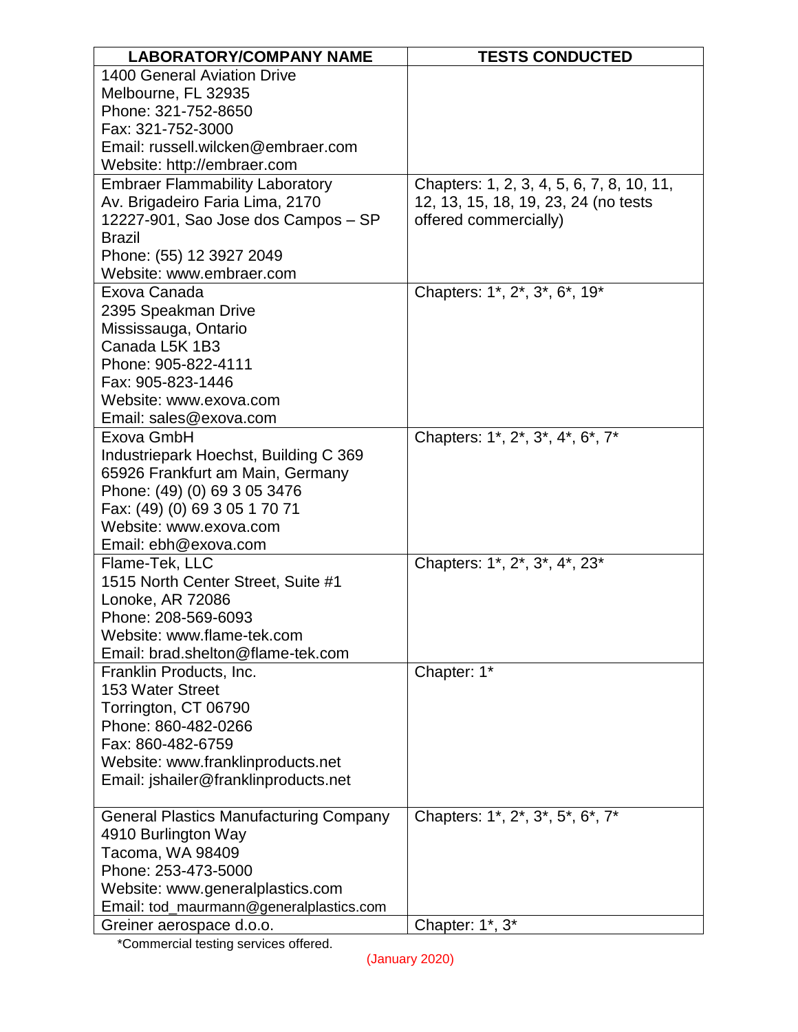| LABORATORY/COMPANY NAME | TESTS CONDUCTED |
| --- | --- |
| 1400 General Aviation Drive<br>Melbourne, FL 32935<br>Phone: 321-752-8650<br>Fax: 321-752-3000<br>Email: russell.wilcken@embraer.com<br>Website: http://embraer.com | |
| Embraer Flammability Laboratory<br>Av. Brigadeiro Faria Lima, 2170<br>12227-901, Sao Jose dos Campos – SP<br>Brazil<br>Phone: (55) 12 3927 2049<br>Website: www.embraer.com | Chapters: 1, 2, 3, 4, 5, 6, 7, 8, 10, 11, 12, 13, 15, 18, 19, 23, 24 (no tests offered commercially) |
| Exova Canada<br>2395 Speakman Drive<br>Mississauga, Ontario<br>Canada L5K 1B3<br>Phone: 905-822-4111<br>Fax: 905-823-1446<br>Website: www.exova.com<br>Email: sales@exova.com | Chapters: 1*, 2*, 3*, 6*, 19* |
| Exova GmbH<br>Industriepark Hoechst, Building C 369<br>65926 Frankfurt am Main, Germany<br>Phone: (49) (0) 69 3 05 3476<br>Fax: (49) (0) 69 3 05 1 70 71<br>Website: www.exova.com<br>Email: ebh@exova.com | Chapters: 1*, 2*, 3*, 4*, 6*, 7* |
| Flame-Tek, LLC<br>1515 North Center Street, Suite #1<br>Lonoke, AR 72086<br>Phone: 208-569-6093<br>Website: www.flame-tek.com<br>Email: brad.shelton@flame-tek.com | Chapters: 1*, 2*, 3*, 4*, 23* |
| Franklin Products, Inc.<br>153 Water Street<br>Torrington, CT 06790<br>Phone: 860-482-0266<br>Fax: 860-482-6759<br>Website: www.franklinproducts.net<br>Email: jshailer@franklinproducts.net | Chapter: 1* |
| General Plastics Manufacturing Company<br>4910 Burlington Way<br>Tacoma, WA 98409<br>Phone: 253-473-5000<br>Website: www.generalplastics.com<br>Email: tod_maurmann@generalplastics.com | Chapters: 1*, 2*, 3*, 5*, 6*, 7* |
| Greiner aerospace d.o.o. | Chapter: 1*, 3* |

*Commercial testing services offered.

(January 2020)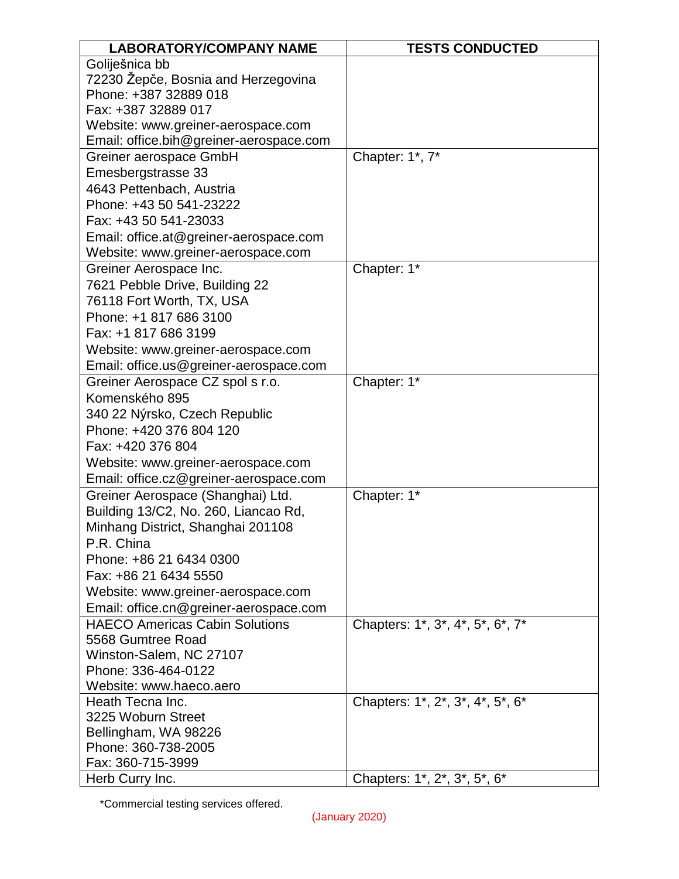| LABORATORY/COMPANY NAME | TESTS CONDUCTED |
| --- | --- |
| Goliješnica bb<br>72230 Žepče, Bosnia and Herzegovina<br>Phone: +387 32889 018<br>Fax: +387 32889 017<br>Website: www.greiner-aerospace.com<br>Email: office.bih@greiner-aerospace.com | |
| Greiner aerospace GmbH<br>Emesbergstrasse 33<br>4643 Pettenbach, Austria<br>Phone: +43 50 541-23222<br>Fax: +43 50 541-23033<br>Email: office.at@greiner-aerospace.com<br>Website: www.greiner-aerospace.com | Chapter: 1*, 7* |
| Greiner Aerospace Inc.<br>7621 Pebble Drive, Building 22<br>76118 Fort Worth, TX, USA<br>Phone: +1 817 686 3100<br>Fax: +1 817 686 3199<br>Website: www.greiner-aerospace.com<br>Email: office.us@greiner-aerospace.com | Chapter: 1* |
| Greiner Aerospace CZ spol s r.o.<br>Komenského 895<br>340 22 Nýrsko, Czech Republic<br>Phone: +420 376 804 120<br>Fax: +420 376 804<br>Website: www.greiner-aerospace.com<br>Email: office.cz@greiner-aerospace.com | Chapter: 1* |
| Greiner Aerospace (Shanghai) Ltd.<br>Building 13/C2, No. 260, Liancao Rd,<br>Minhang District, Shanghai 201108<br>P.R. China<br>Phone: +86 21 6434 0300<br>Fax: +86 21 6434 5550<br>Website: www.greiner-aerospace.com<br>Email: office.cn@greiner-aerospace.com | Chapter: 1* |
| HAECO Americas Cabin Solutions<br>5568 Gumtree Road<br>Winston-Salem, NC 27107<br>Phone: 336-464-0122<br>Website: www.haeco.aero | Chapters: 1*, 3*, 4*, 5*, 6*, 7* |
| Heath Tecna Inc.<br>3225 Woburn Street<br>Bellingham, WA 98226<br>Phone: 360-738-2005<br>Fax: 360-715-3999 | Chapters: 1*, 2*, 3*, 4*, 5*, 6* |
| Herb Curry Inc. | Chapters: 1*, 2*, 3*, 5*, 6* |

*Commercial testing services offered.

(January 2020)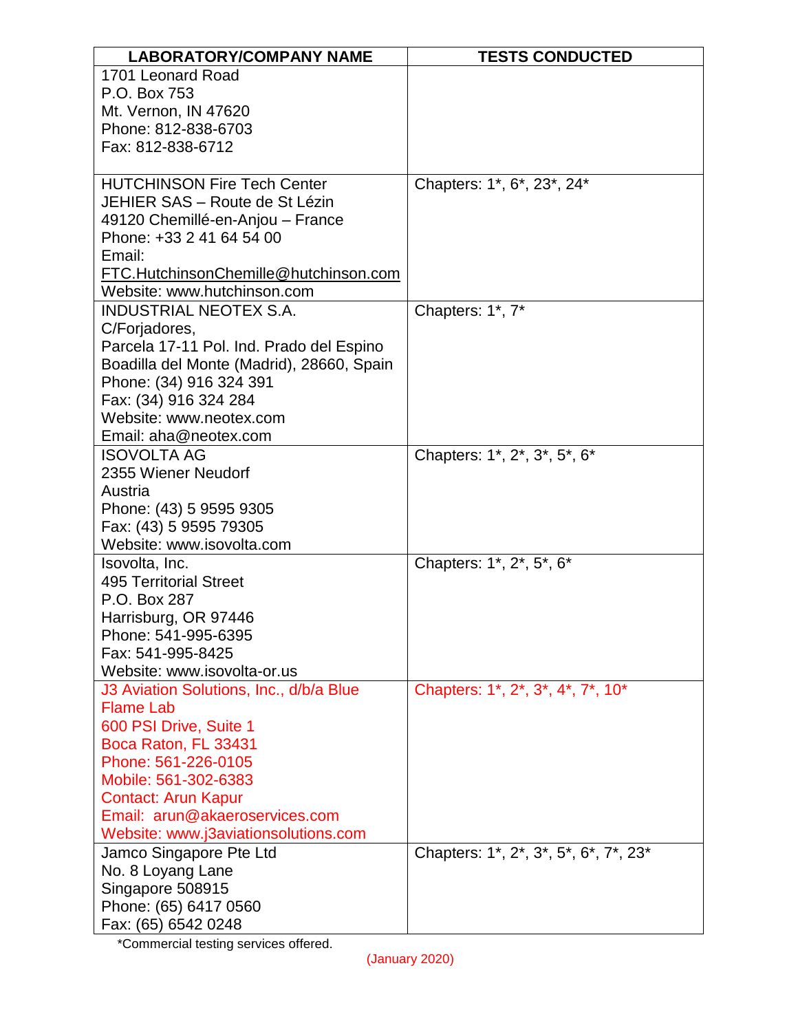| LABORATORY/COMPANY NAME | TESTS CONDUCTED |
|---|---|
| 1701 Leonard Road<br>P.O. Box 753<br>Mt. Vernon, IN 47620<br>Phone: 812-838-6703<br>Fax: 812-838-6712 | |
| HUTCHINSON Fire Tech Center<br>JEHIER SAS – Route de St Lézin<br>49120 Chemillé-en-Anjou – France<br>Phone: +33 2 41 64 54 00<br>Email: FTC.HutchinsonChemille@hutchinson.com<br>Website: www.hutchinson.com | Chapters: 1*, 6*, 23*, 24* |
| INDUSTRIAL NEOTEX S.A.<br>C/Forjadores,<br>Parcela 17-11 Pol. Ind. Prado del Espino<br>Boadilla del Monte (Madrid), 28660, Spain<br>Phone: (34) 916 324 391<br>Fax: (34) 916 324 284<br>Website: www.neotex.com<br>Email: aha@neotex.com | Chapters: 1*, 7* |
| ISOVOLTA AG<br>2355 Wiener Neudorf<br>Austria<br>Phone: (43) 5 9595 9305<br>Fax: (43) 5 9595 79305<br>Website: www.isovolta.com | Chapters: 1*, 2*, 3*, 5*, 6* |
| Isovolta, Inc.<br>495 Territorial Street<br>P.O. Box 287<br>Harrisburg, OR 97446<br>Phone: 541-995-6395<br>Fax: 541-995-8425<br>Website: www.isovolta-or.us | Chapters: 1*, 2*, 5*, 6* |
| J3 Aviation Solutions, Inc., d/b/a Blue Flame Lab<br>600 PSI Drive, Suite 1<br>Boca Raton, FL 33431<br>Phone: 561-226-0105<br>Mobile: 561-302-6383<br>Contact: Arun Kapur<br>Email: arun@akaeroservices.com<br>Website: www.j3aviationsolutions.com | Chapters: 1*, 2*, 3*, 4*, 7*, 10* |
| Jamco Singapore Pte Ltd<br>No. 8 Loyang Lane<br>Singapore 508915<br>Phone: (65) 6417 0560<br>Fax: (65) 6542 0248 | Chapters: 1*, 2*, 3*, 5*, 6*, 7*, 23* |

*Commercial testing services offered.

(January 2020)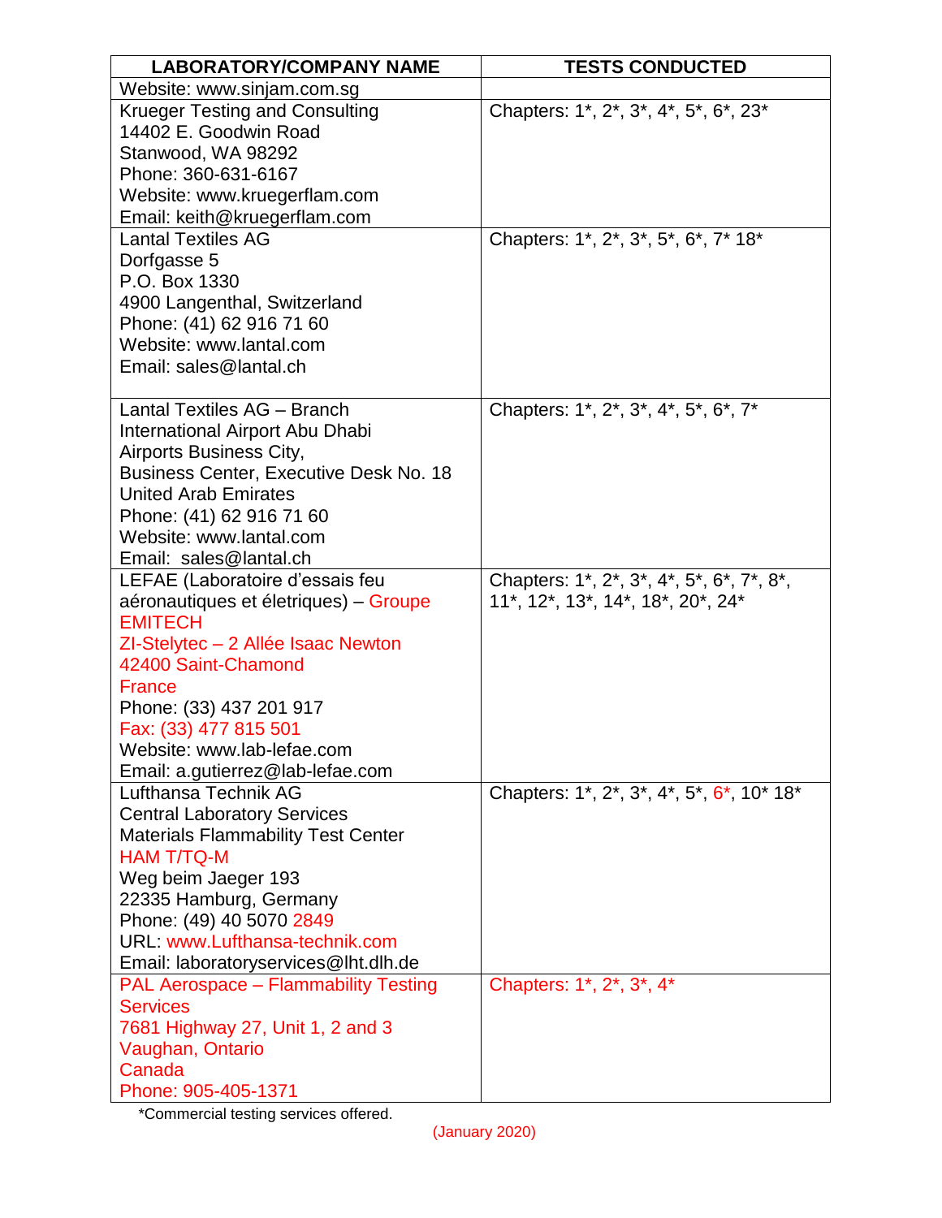| LABORATORY/COMPANY NAME | TESTS CONDUCTED |
|---|---|
| Website: www.sinjam.com.sg | |
| Krueger Testing and Consulting<br>14402 E. Goodwin Road<br>Stanwood, WA 98292<br>Phone: 360-631-6167<br>Website: www.kruegerflam.com<br>Email: keith@kruegerflam.com | Chapters: 1*, 2*, 3*, 4*, 5*, 6*, 23* |
| Lantal Textiles AG<br>Dorfgasse 5<br>P.O. Box 1330<br>4900 Langenthal, Switzerland<br>Phone: (41) 62 916 71 60<br>Website: www.lantal.com<br>Email: sales@lantal.ch | Chapters: 1*, 2*, 3*, 5*, 6*, 7* 18* |
| Lantal Textiles AG – Branch<br>International Airport Abu Dhabi<br>Airports Business City,<br>Business Center, Executive Desk No. 18<br>United Arab Emirates<br>Phone: (41) 62 916 71 60<br>Website: www.lantal.com<br>Email: sales@lantal.ch | Chapters: 1*, 2*, 3*, 4*, 5*, 6*, 7* |
| LEFAE (Laboratoire d'essais feu aéronautiques et életriques) – Groupe EMITECH<br>ZI-Stelytec – 2 Allée Isaac Newton<br>42400 Saint-Chamond<br>France<br>Phone: (33) 437 201 917<br>Fax: (33) 477 815 501<br>Website: www.lab-lefae.com<br>Email: a.gutierrez@lab-lefae.com | Chapters: 1*, 2*, 3*, 4*, 5*, 6*, 7*, 8*, 11*, 12*, 13*, 14*, 18*, 20*, 24* |
| Lufthansa Technik AG<br>Central Laboratory Services<br>Materials Flammability Test Center<br>HAM T/TQ-M<br>Weg beim Jaeger 193<br>22335 Hamburg, Germany<br>Phone: (49) 40 5070 2849<br>URL: www.Lufthansa-technik.com<br>Email: laboratoryservices@lht.dlh.de | Chapters: 1*, 2*, 3*, 4*, 5*, 6*, 10* 18* |
| PAL Aerospace – Flammability Testing Services<br>7681 Highway 27, Unit 1, 2 and 3<br>Vaughan, Ontario<br>Canada<br>Phone: 905-405-1371 | Chapters: 1*, 2*, 3*, 4* |

*Commercial testing services offered.

(January 2020)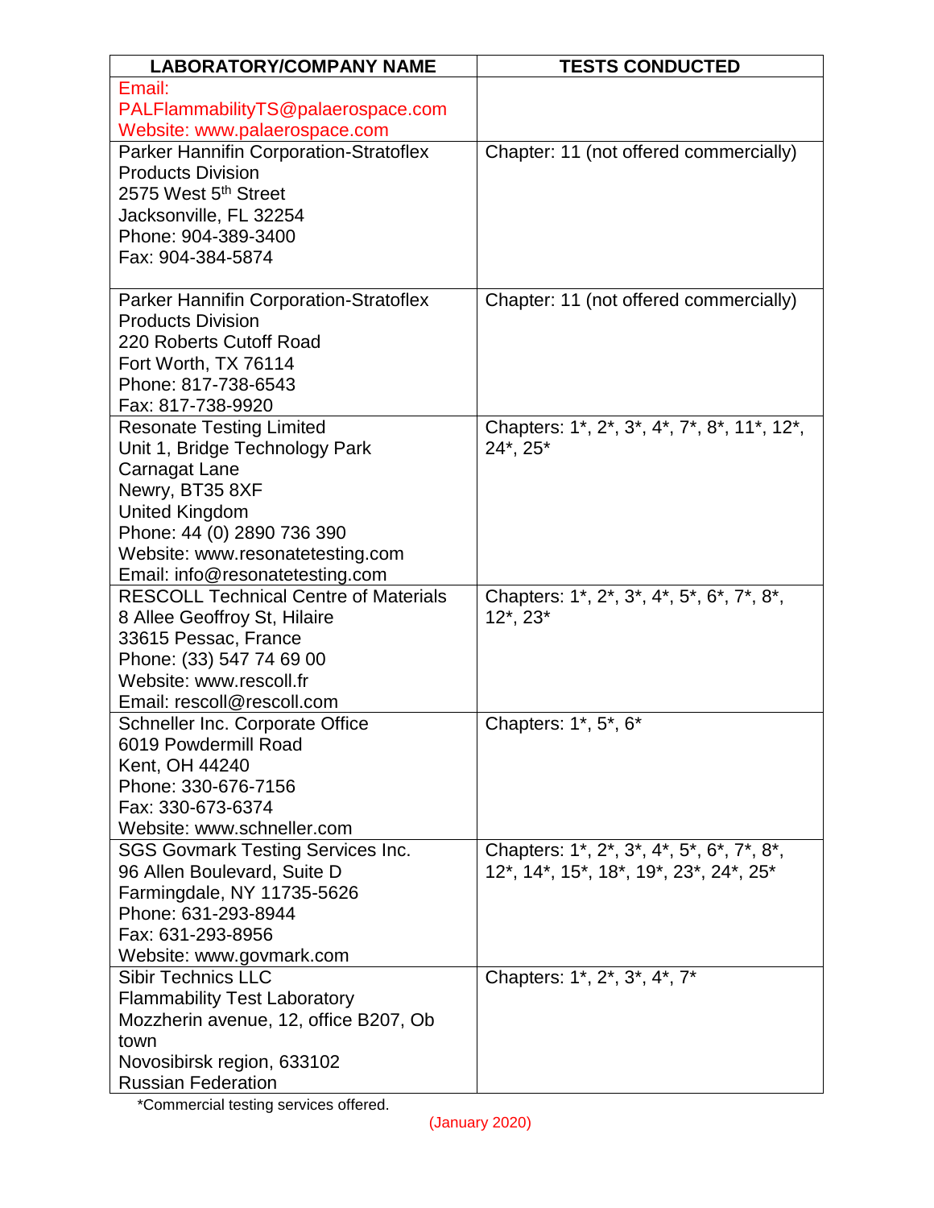| LABORATORY/COMPANY NAME | TESTS CONDUCTED |
|---|---|
| Email: PALFlammabilityTS@palaerospace.com<br>Website: www.palaerospace.com | |
| Parker Hannifin Corporation-Stratoflex Products Division<br>2575 West 5th Street<br>Jacksonville, FL 32254<br>Phone: 904-389-3400<br>Fax: 904-384-5874 | Chapter: 11 (not offered commercially) |
| Parker Hannifin Corporation-Stratoflex Products Division<br>220 Roberts Cutoff Road<br>Fort Worth, TX 76114<br>Phone: 817-738-6543<br>Fax: 817-738-9920 | Chapter: 11 (not offered commercially) |
| Resonate Testing Limited<br>Unit 1, Bridge Technology Park<br>Carnagat Lane<br>Newry, BT35 8XF<br>United Kingdom<br>Phone: 44 (0) 2890 736 390<br>Website: www.resonatetesting.com<br>Email: info@resonatetesting.com | Chapters: 1*, 2*, 3*, 4*, 7*, 8*, 11*, 12*, 24*, 25* |
| RESCOLL Technical Centre of Materials<br>8 Allee Geoffroy St, Hilaire<br>33615 Pessac, France<br>Phone: (33) 547 74 69 00<br>Website: www.rescoll.fr<br>Email: rescoll@rescoll.com | Chapters: 1*, 2*, 3*, 4*, 5*, 6*, 7*, 8*, 12*, 23* |
| Schneller Inc. Corporate Office<br>6019 Powdermill Road<br>Kent, OH 44240<br>Phone: 330-676-7156<br>Fax: 330-673-6374<br>Website: www.schneller.com | Chapters: 1*, 5*, 6* |
| SGS Govmark Testing Services Inc.<br>96 Allen Boulevard, Suite D<br>Farmingdale, NY 11735-5626<br>Phone: 631-293-8944<br>Fax: 631-293-8956<br>Website: www.govmark.com | Chapters: 1*, 2*, 3*, 4*, 5*, 6*, 7*, 8*, 12*, 14*, 15*, 18*, 19*, 23*, 24*, 25* |
| Sibir Technics LLC<br>Flammability Test Laboratory<br>Mozzherin avenue, 12, office B207, Ob town<br>Novosibirsk region, 633102<br>Russian Federation | Chapters: 1*, 2*, 3*, 4*, 7* |

*Commercial testing services offered.

(January 2020)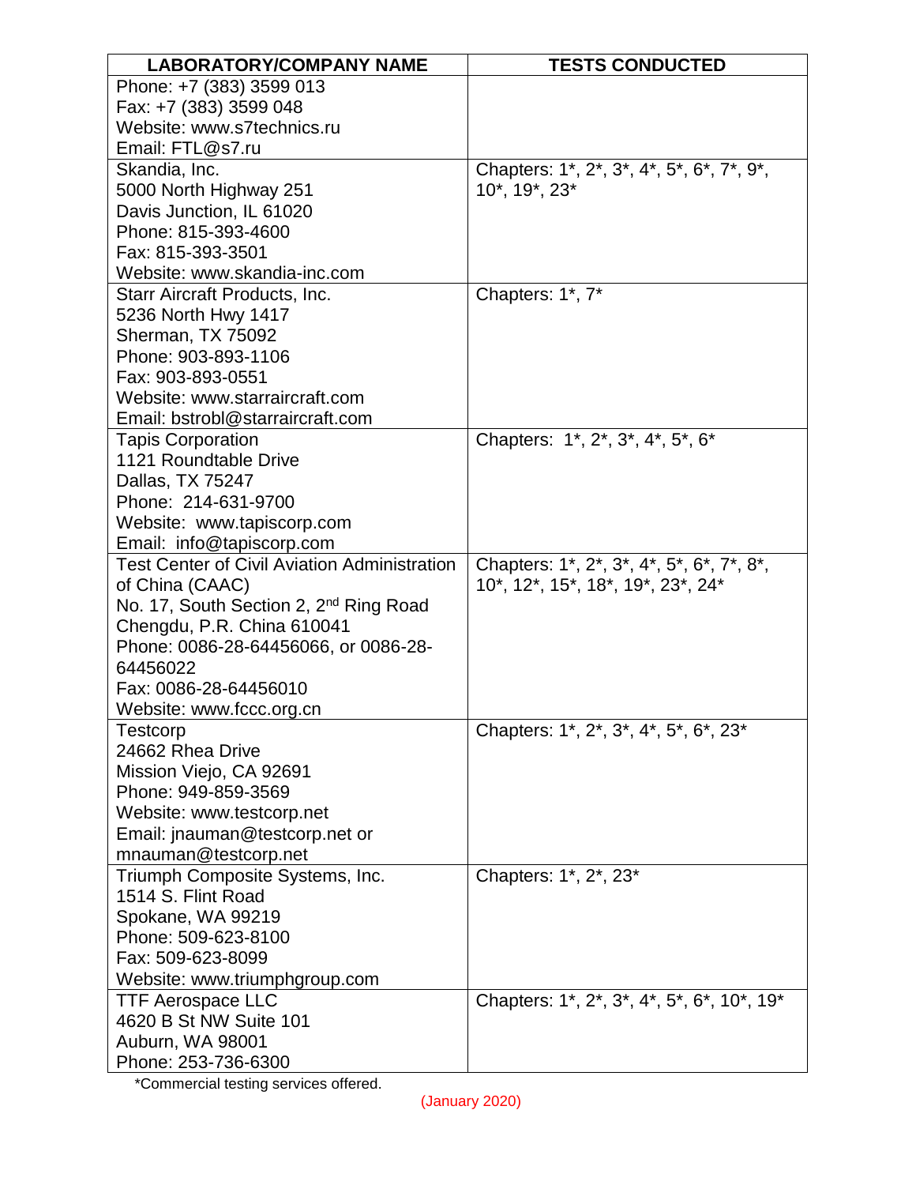| LABORATORY/COMPANY NAME | TESTS CONDUCTED |
| --- | --- |
| Phone: +7 (383) 3599 013<br>Fax: +7 (383) 3599 048<br>Website: www.s7technics.ru<br>Email: FTL@s7.ru | |
| Skandia, Inc.<br>5000 North Highway 251<br>Davis Junction, IL 61020<br>Phone: 815-393-4600<br>Fax: 815-393-3501<br>Website: www.skandia-inc.com | Chapters: 1*, 2*, 3*, 4*, 5*, 6*, 7*, 9*, 10*, 19*, 23* |
| Starr Aircraft Products, Inc.<br>5236 North Hwy 1417<br>Sherman, TX 75092<br>Phone: 903-893-1106<br>Fax: 903-893-0551<br>Website: www.starraircraft.com<br>Email: bstrobl@starraircraft.com | Chapters: 1*, 7* |
| Tapis Corporation<br>1121 Roundtable Drive<br>Dallas, TX 75247<br>Phone: 214-631-9700<br>Website: www.tapiscorp.com<br>Email: info@tapiscorp.com | Chapters: 1*, 2*, 3*, 4*, 5*, 6* |
| Test Center of Civil Aviation Administration of China (CAAC)<br>No. 17, South Section 2, 2nd Ring Road<br>Chengdu, P.R. China 610041<br>Phone: 0086-28-64456066, or 0086-28-64456022<br>Fax: 0086-28-64456010<br>Website: www.fccc.org.cn | Chapters: 1*, 2*, 3*, 4*, 5*, 6*, 7*, 8*, 10*, 12*, 15*, 18*, 19*, 23*, 24* |
| Testcorp<br>24662 Rhea Drive<br>Mission Viejo, CA 92691<br>Phone: 949-859-3569<br>Website: www.testcorp.net<br>Email: jnauman@testcorp.net or mnauman@testcorp.net | Chapters: 1*, 2*, 3*, 4*, 5*, 6*, 23* |
| Triumph Composite Systems, Inc.<br>1514 S. Flint Road<br>Spokane, WA 99219<br>Phone: 509-623-8100<br>Fax: 509-623-8099<br>Website: www.triumphgroup.com | Chapters: 1*, 2*, 23* |
| TTF Aerospace LLC<br>4620 B St NW Suite 101<br>Auburn, WA 98001<br>Phone: 253-736-6300 | Chapters: 1*, 2*, 3*, 4*, 5*, 6*, 10*, 19* |

*Commercial testing services offered.

(January 2020)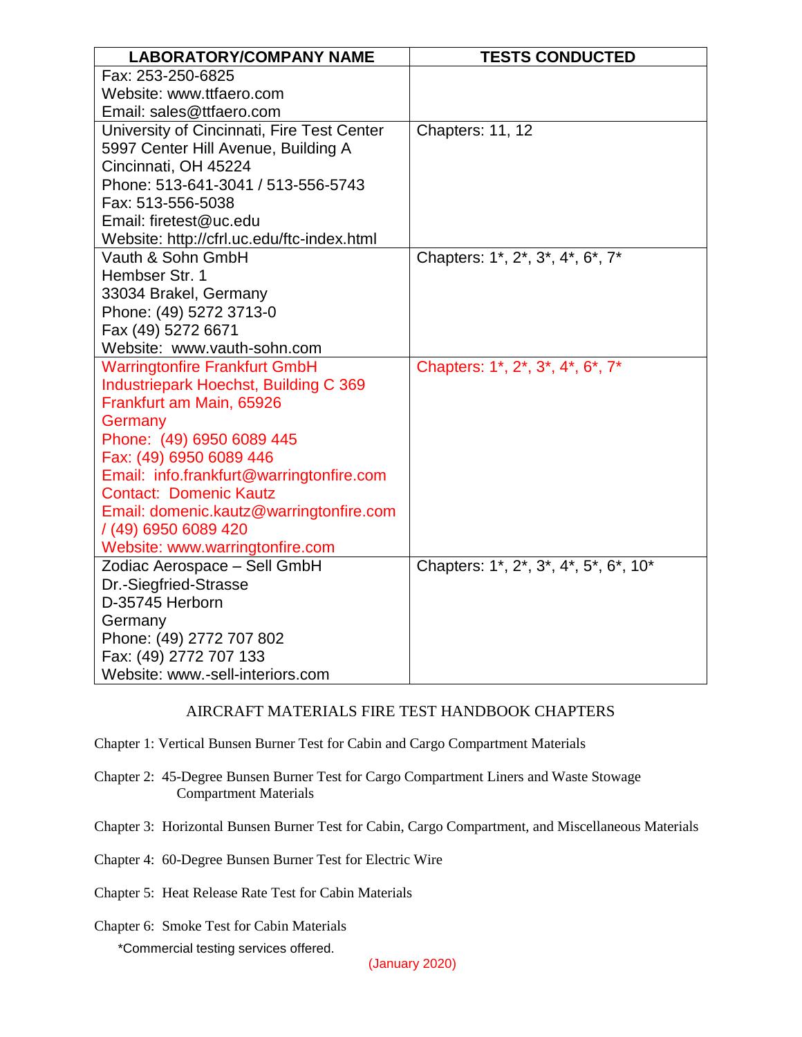| LABORATORY/COMPANY NAME | TESTS CONDUCTED |
|---|---|
| Fax: 253-250-6825<br>Website: www.ttfaero.com<br>Email: sales@ttfaero.com | |
| University of Cincinnati, Fire Test Center<br>5997 Center Hill Avenue, Building A<br>Cincinnati, OH 45224<br>Phone: 513-641-3041 / 513-556-5743<br>Fax: 513-556-5038<br>Email: firetest@uc.edu<br>Website: http://cfrl.uc.edu/ftc-index.html | Chapters: 11, 12 |
| Vauth & Sohn GmbH<br>Hembser Str. 1<br>33034 Brakel, Germany<br>Phone: (49) 5272 3713-0<br>Fax (49) 5272 6671<br>Website: www.vauth-sohn.com | Chapters: 1*, 2*, 3*, 4*, 6*, 7* |
| Warringtonfire Frankfurt GmbH<br>Industriepark Hoechst, Building C 369<br>Frankfurt am Main, 65926<br>Germany<br>Phone: (49) 6950 6089 445<br>Fax: (49) 6950 6089 446<br>Email: info.frankfurt@warringtonfire.com<br>Contact: Domenic Kautz<br>Email: domenic.kautz@warringtonfire.com / (49) 6950 6089 420<br>Website: www.warringtonfire.com | Chapters: 1*, 2*, 3*, 4*, 6*, 7* |
| Zodiac Aerospace – Sell GmbH<br>Dr.-Siegfried-Strasse<br>D-35745 Herborn<br>Germany<br>Phone: (49) 2772 707 802<br>Fax: (49) 2772 707 133<br>Website: www.-sell-interiors.com | Chapters: 1*, 2*, 3*, 4*, 5*, 6*, 10* |

## AIRCRAFT MATERIALS FIRE TEST HANDBOOK CHAPTERS

Chapter 1: Vertical Bunsen Burner Test for Cabin and Cargo Compartment Materials

Chapter 2: 45-Degree Bunsen Burner Test for Cargo Compartment Liners and Waste Stowage Compartment Materials

Chapter 3: Horizontal Bunsen Burner Test for Cabin, Cargo Compartment, and Miscellaneous Materials

Chapter 4: 60-Degree Bunsen Burner Test for Electric Wire

Chapter 5: Heat Release Rate Test for Cabin Materials

Chapter 6: Smoke Test for Cabin Materials

*Commercial testing services offered.

(January 2020)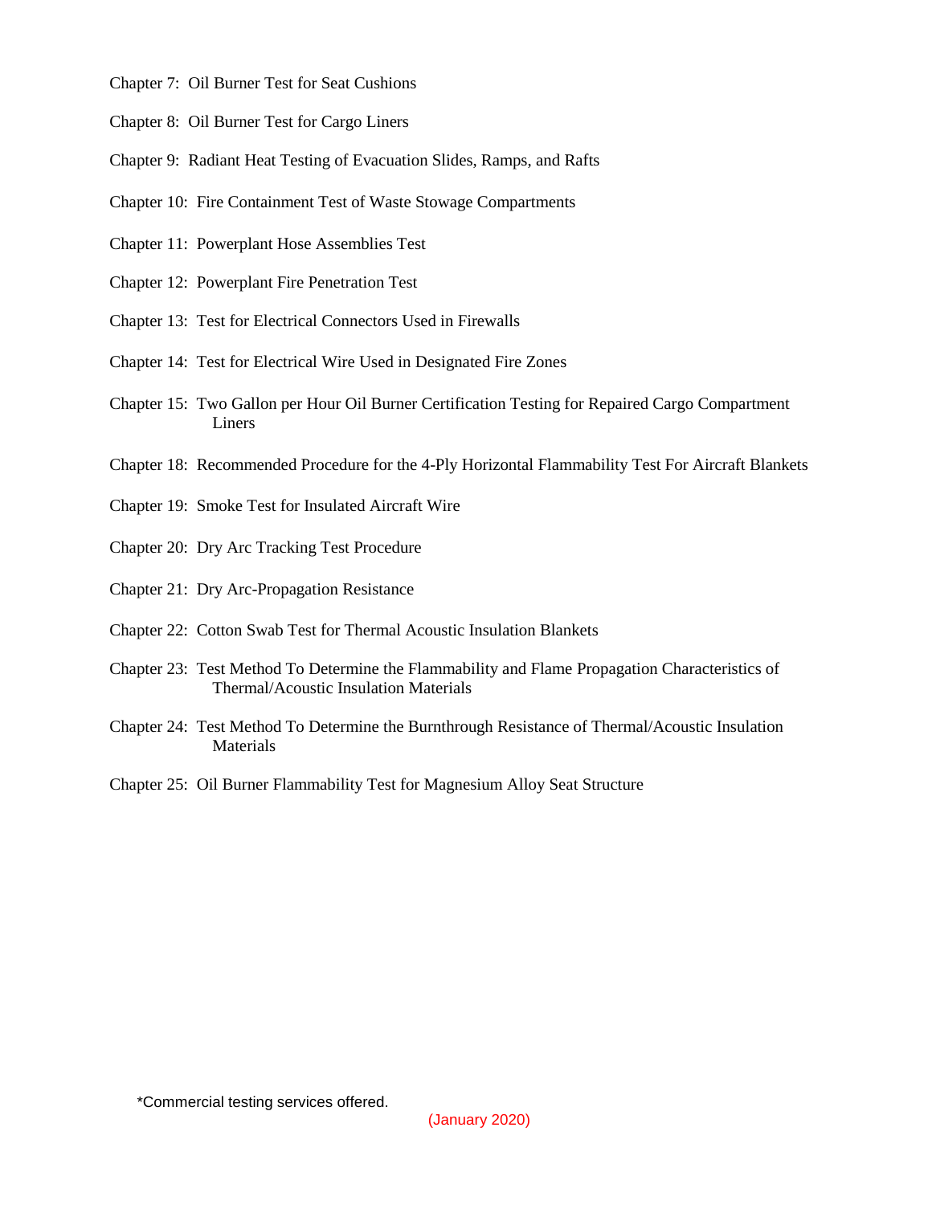Chapter 7:  Oil Burner Test for Seat Cushions

Chapter 8:  Oil Burner Test for Cargo Liners

Chapter 9:  Radiant Heat Testing of Evacuation Slides, Ramps, and Rafts

Chapter 10:  Fire Containment Test of Waste Stowage Compartments

Chapter 11:  Powerplant Hose Assemblies Test

Chapter 12:  Powerplant Fire Penetration Test

Chapter 13:  Test for Electrical Connectors Used in Firewalls

Chapter 14:  Test for Electrical Wire Used in Designated Fire Zones

Chapter 15:  Two Gallon per Hour Oil Burner Certification Testing for Repaired Cargo Compartment Liners

Chapter 18:  Recommended Procedure for the 4-Ply Horizontal Flammability Test For Aircraft Blankets

Chapter 19:  Smoke Test for Insulated Aircraft Wire

Chapter 20:  Dry Arc Tracking Test Procedure

Chapter 21:  Dry Arc-Propagation Resistance

Chapter 22:  Cotton Swab Test for Thermal Acoustic Insulation Blankets

Chapter 23:  Test Method To Determine the Flammability and Flame Propagation Characteristics of Thermal/Acoustic Insulation Materials

Chapter 24:  Test Method To Determine the Burnthrough Resistance of Thermal/Acoustic Insulation Materials

Chapter 25:  Oil Burner Flammability Test for Magnesium Alloy Seat Structure

*Commercial testing services offered.

(January 2020)